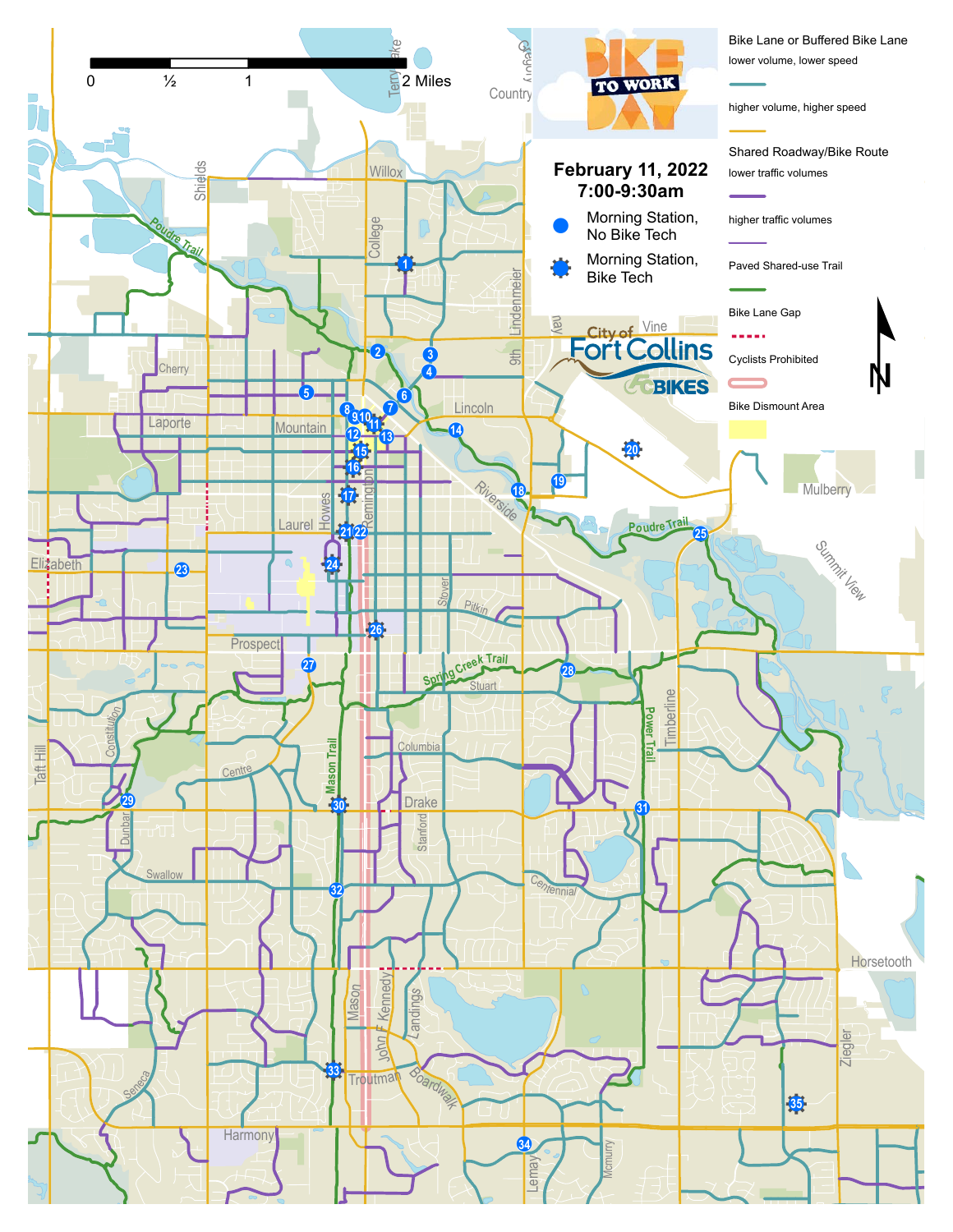# Bike to Work Day

**February 11, 2022**
**7:00-9:30am**

- Morning Station, No Bike Tech
- Morning Station, Bike Tech

City of Fort Collins
FC Bikes

**Bike Lane or Buffered Bike Lane**
- lower volume, lower speed
- higher volume, higher speed

**Shared Roadway/Bike Route**
- lower traffic volumes
- higher traffic volumes

Paved Shared-use Trail

Bike Lane Gap

Cyclists Prohibited

Bike Dismount Area

0 ½ 1 2 Miles

N

Terry Lake
Country
Gregory
Shields
Willox
College
Lindenmeier
9th
Vine
Poudre Trail
Cherry
Laporte
Mountain
Lincoln
Riverside
Mulberry
Summit View
Laurel
Howes
Remington
Elizabeth
Stover
Pitkin
Prospect
Spring Creek Trail
Stuart
Constitution
Taft Hill
Centre
Columbia
Mason Trail
Power Trail
Timberline
Dunbar
Drake
Stanford
Swallow
Centennial
Horsetooth
Mason
John F Kennedy
Landings
Ziegler
Seneca
Troutman
Boardwalk
Harmony
Lemay
Mcmurry

1 2 3 4 5 6 7 8 9 10 11 12 13 14 15 16 17 18 19 20 21 22 23 24 25 26 27 28 29 30 31 32 33 34 35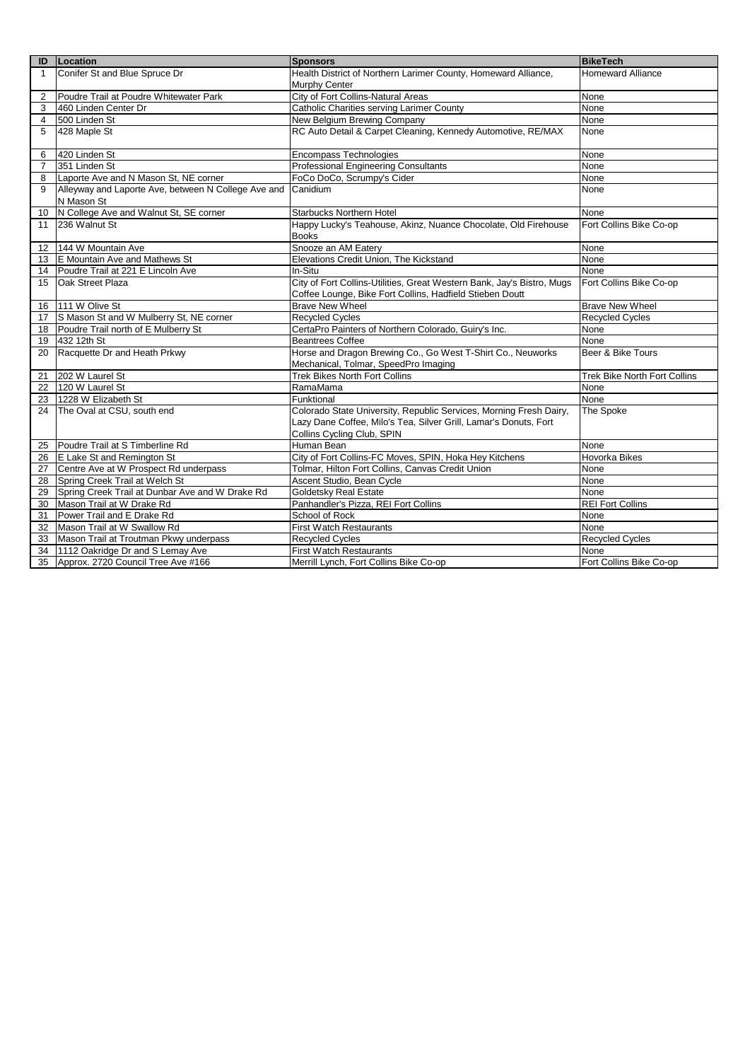| ID | Location | Sponsors | BikeTech |
| --- | --- | --- | --- |
| 1 | Conifer St and Blue Spruce Dr | Health District of Northern Larimer County, Homeward Alliance, Murphy Center | Homeward Alliance |
| 2 | Poudre Trail at Poudre Whitewater Park | City of Fort Collins-Natural Areas | None |
| 3 | 460 Linden Center Dr | Catholic Charities serving Larimer County | None |
| 4 | 500 Linden St | New Belgium Brewing Company | None |
| 5 | 428 Maple St | RC Auto Detail & Carpet Cleaning, Kennedy Automotive, RE/MAX | None |
| 6 | 420 Linden St | Encompass Technologies | None |
| 7 | 351 Linden St | Professional Engineering Consultants | None |
| 8 | Laporte Ave and N Mason St, NE corner | FoCo DoCo, Scrumpy's Cider | None |
| 9 | Alleyway and Laporte Ave, between N College Ave and N Mason St | Canidium | None |
| 10 | N College Ave and Walnut St, SE corner | Starbucks Northern Hotel | None |
| 11 | 236 Walnut St | Happy Lucky's Teahouse, Akinz, Nuance Chocolate, Old Firehouse Books | Fort Collins Bike Co-op |
| 12 | 144 W Mountain Ave | Snooze an AM Eatery | None |
| 13 | E Mountain Ave and Mathews St | Elevations Credit Union, The Kickstand | None |
| 14 | Poudre Trail at 221 E Lincoln Ave | In-Situ | None |
| 15 | Oak Street Plaza | City of Fort Collins-Utilities, Great Western Bank, Jay's Bistro, Mugs Coffee Lounge, Bike Fort Collins, Hadfield Stieben Doutt | Fort Collins Bike Co-op |
| 16 | 111 W Olive St | Brave New Wheel | Brave New Wheel |
| 17 | S Mason St and W Mulberry St, NE corner | Recycled Cycles | Recycled Cycles |
| 18 | Poudre Trail north of E Mulberry St | CertaPro Painters of Northern Colorado, Guiry's Inc. | None |
| 19 | 432 12th St | Beantrees Coffee | None |
| 20 | Racquette Dr and Heath Prkwy | Horse and Dragon Brewing Co., Go West T-Shirt Co., Neuworks Mechanical, Tolmar, SpeedPro Imaging | Beer & Bike Tours |
| 21 | 202 W Laurel St | Trek Bikes North Fort Collins | Trek Bike North Fort Collins |
| 22 | 120 W Laurel St | RamaMama | None |
| 23 | 1228 W Elizabeth St | Funktional | None |
| 24 | The Oval at CSU, south end | Colorado State University, Republic Services, Morning Fresh Dairy, Lazy Dane Coffee, Milo's Tea, Silver Grill, Lamar's Donuts, Fort Collins Cycling Club, SPIN | The Spoke |
| 25 | Poudre Trail at S Timberline Rd | Human Bean | None |
| 26 | E Lake St and Remington St | City of Fort Collins-FC Moves, SPIN, Hoka Hey Kitchens | Hovorka Bikes |
| 27 | Centre Ave at W Prospect Rd underpass | Tolmar, Hilton Fort Collins, Canvas Credit Union | None |
| 28 | Spring Creek Trail at Welch St | Ascent Studio, Bean Cycle | None |
| 29 | Spring Creek Trail at Dunbar Ave and W Drake Rd | Goldetsky Real Estate | None |
| 30 | Mason Trail at W Drake Rd | Panhandler's Pizza, REI Fort Collins | REI Fort Collins |
| 31 | Power Trail and E Drake Rd | School of Rock | None |
| 32 | Mason Trail at W Swallow Rd | First Watch Restaurants | None |
| 33 | Mason Trail at Troutman Pkwy underpass | Recycled Cycles | Recycled Cycles |
| 34 | 1112 Oakridge Dr and S Lemay Ave | First Watch Restaurants | None |
| 35 | Approx. 2720 Council Tree Ave #166 | Merrill Lynch, Fort Collins Bike Co-op | Fort Collins Bike Co-op |